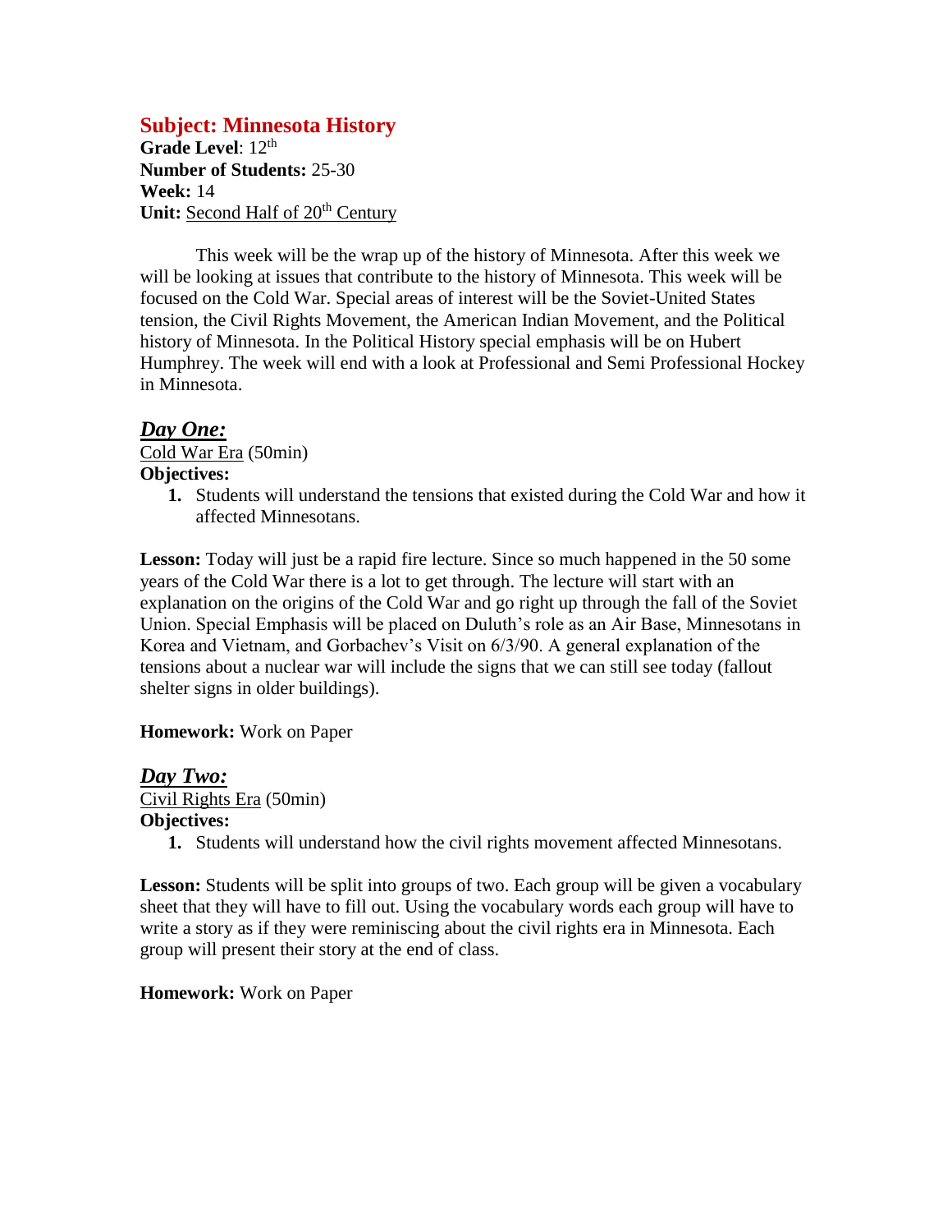## Subject: Minnesota History

**Grade Level**: 12th
**Number of Students:** 25-30
**Week:** 14
**Unit:** Second Half of 20th Century

This week will be the wrap up of the history of Minnesota. After this week we will be looking at issues that contribute to the history of Minnesota. This week will be focused on the Cold War. Special areas of interest will be the Soviet-United States tension, the Civil Rights Movement, the American Indian Movement, and the Political history of Minnesota. In the Political History special emphasis will be on Hubert Humphrey. The week will end with a look at Professional and Semi Professional Hockey in Minnesota.

### ***Day One:***

Cold War Era (50min)

**Objectives:**

1. Students will understand the tensions that existed during the Cold War and how it affected Minnesotans.

**Lesson:** Today will just be a rapid fire lecture. Since so much happened in the 50 some years of the Cold War there is a lot to get through. The lecture will start with an explanation on the origins of the Cold War and go right up through the fall of the Soviet Union. Special Emphasis will be placed on Duluth's role as an Air Base, Minnesotans in Korea and Vietnam, and Gorbachev's Visit on 6/3/90. A general explanation of the tensions about a nuclear war will include the signs that we can still see today (fallout shelter signs in older buildings).

**Homework:** Work on Paper

### ***Day Two:***

Civil Rights Era (50min)

**Objectives:**

1. Students will understand how the civil rights movement affected Minnesotans.

**Lesson:** Students will be split into groups of two. Each group will be given a vocabulary sheet that they will have to fill out. Using the vocabulary words each group will have to write a story as if they were reminiscing about the civil rights era in Minnesota. Each group will present their story at the end of class.

**Homework:** Work on Paper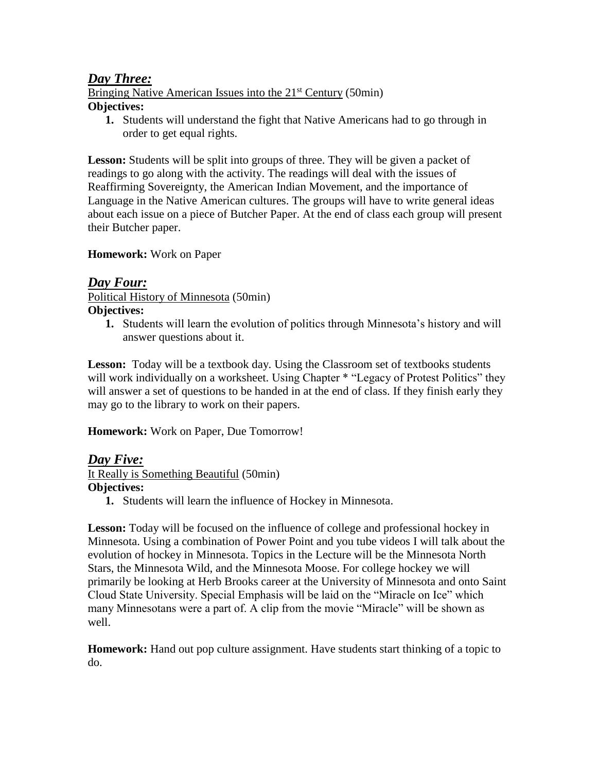## *Day Three:*

Bringing Native American Issues into the 21st Century (50min)

**Objectives:**

1. Students will understand the fight that Native Americans had to go through in order to get equal rights.

**Lesson:** Students will be split into groups of three. They will be given a packet of readings to go along with the activity. The readings will deal with the issues of Reaffirming Sovereignty, the American Indian Movement, and the importance of Language in the Native American cultures. The groups will have to write general ideas about each issue on a piece of Butcher Paper. At the end of class each group will present their Butcher paper.

**Homework:** Work on Paper

## *Day Four:*

Political History of Minnesota (50min)

**Objectives:**

1. Students will learn the evolution of politics through Minnesota's history and will answer questions about it.

**Lesson:** Today will be a textbook day. Using the Classroom set of textbooks students will work individually on a worksheet. Using Chapter * "Legacy of Protest Politics" they will answer a set of questions to be handed in at the end of class. If they finish early they may go to the library to work on their papers.

**Homework:** Work on Paper, Due Tomorrow!

## *Day Five:*

It Really is Something Beautiful (50min)

**Objectives:**

1. Students will learn the influence of Hockey in Minnesota.

**Lesson:** Today will be focused on the influence of college and professional hockey in Minnesota. Using a combination of Power Point and you tube videos I will talk about the evolution of hockey in Minnesota. Topics in the Lecture will be the Minnesota North Stars, the Minnesota Wild, and the Minnesota Moose. For college hockey we will primarily be looking at Herb Brooks career at the University of Minnesota and onto Saint Cloud State University. Special Emphasis will be laid on the "Miracle on Ice" which many Minnesotans were a part of. A clip from the movie "Miracle" will be shown as well.

**Homework:** Hand out pop culture assignment. Have students start thinking of a topic to do.